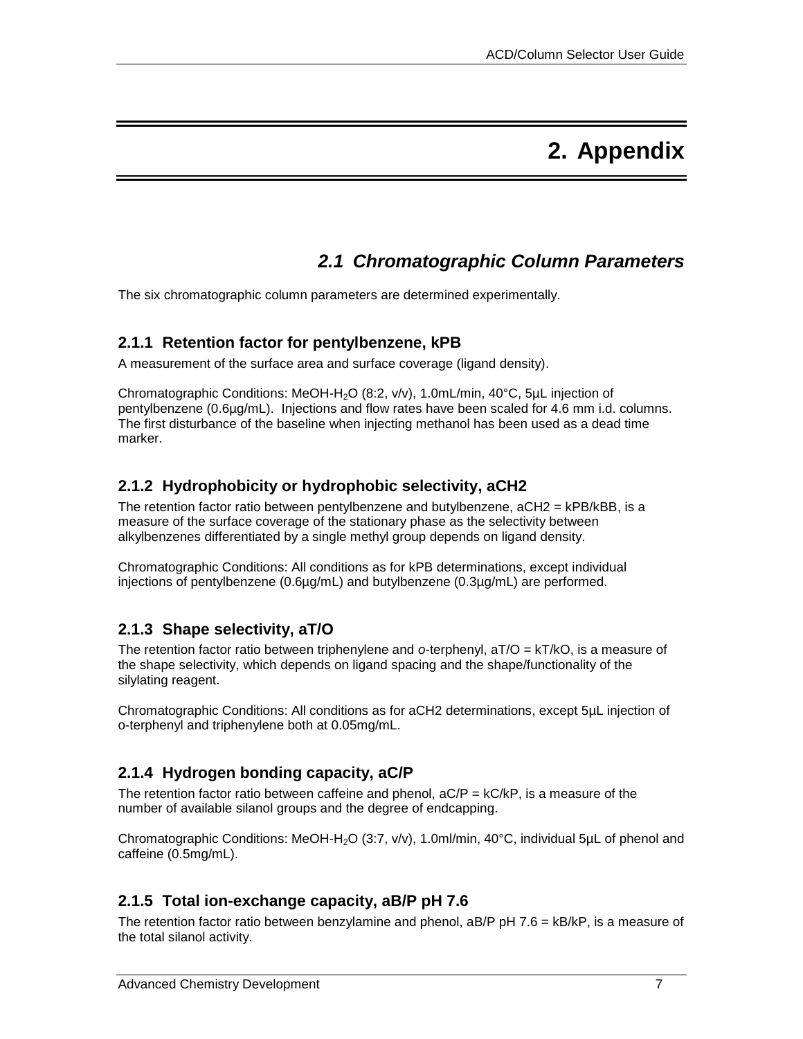# 2. Appendix

## *2.1 Chromatographic Column Parameters*

The six chromatographic column parameters are determined experimentally.

### 2.1.1 Retention factor for pentylbenzene, kPB

A measurement of the surface area and surface coverage (ligand density).

Chromatographic Conditions: MeOH-$H_2O$ (8:2, v/v), 1.0mL/min, 40°C, 5µL injection of pentylbenzene (0.6µg/mL). Injections and flow rates have been scaled for 4.6 mm i.d. columns. The first disturbance of the baseline when injecting methanol has been used as a dead time marker.

### 2.1.2 Hydrophobicity or hydrophobic selectivity, aCH2

The retention factor ratio between pentylbenzene and butylbenzene, aCH2 = kPB/kBB, is a measure of the surface coverage of the stationary phase as the selectivity between alkylbenzenes differentiated by a single methyl group depends on ligand density.

Chromatographic Conditions: All conditions as for kPB determinations, except individual injections of pentylbenzene (0.6µg/mL) and butylbenzene (0.3µg/mL) are performed.

### 2.1.3 Shape selectivity, aT/O

The retention factor ratio between triphenylene and *o*-terphenyl, aT/O = kT/kO, is a measure of the shape selectivity, which depends on ligand spacing and the shape/functionality of the silylating reagent.

Chromatographic Conditions: All conditions as for aCH2 determinations, except 5µL injection of o-terphenyl and triphenylene both at 0.05mg/mL.

### 2.1.4 Hydrogen bonding capacity, aC/P

The retention factor ratio between caffeine and phenol, aC/P = kC/kP, is a measure of the number of available silanol groups and the degree of endcapping.

Chromatographic Conditions: MeOH-$H_2O$ (3:7, v/v), 1.0ml/min, 40°C, individual 5µL of phenol and caffeine (0.5mg/mL).

### 2.1.5 Total ion-exchange capacity, aB/P pH 7.6

The retention factor ratio between benzylamine and phenol, aB/P pH 7.6 = kB/kP, is a measure of the total silanol activity.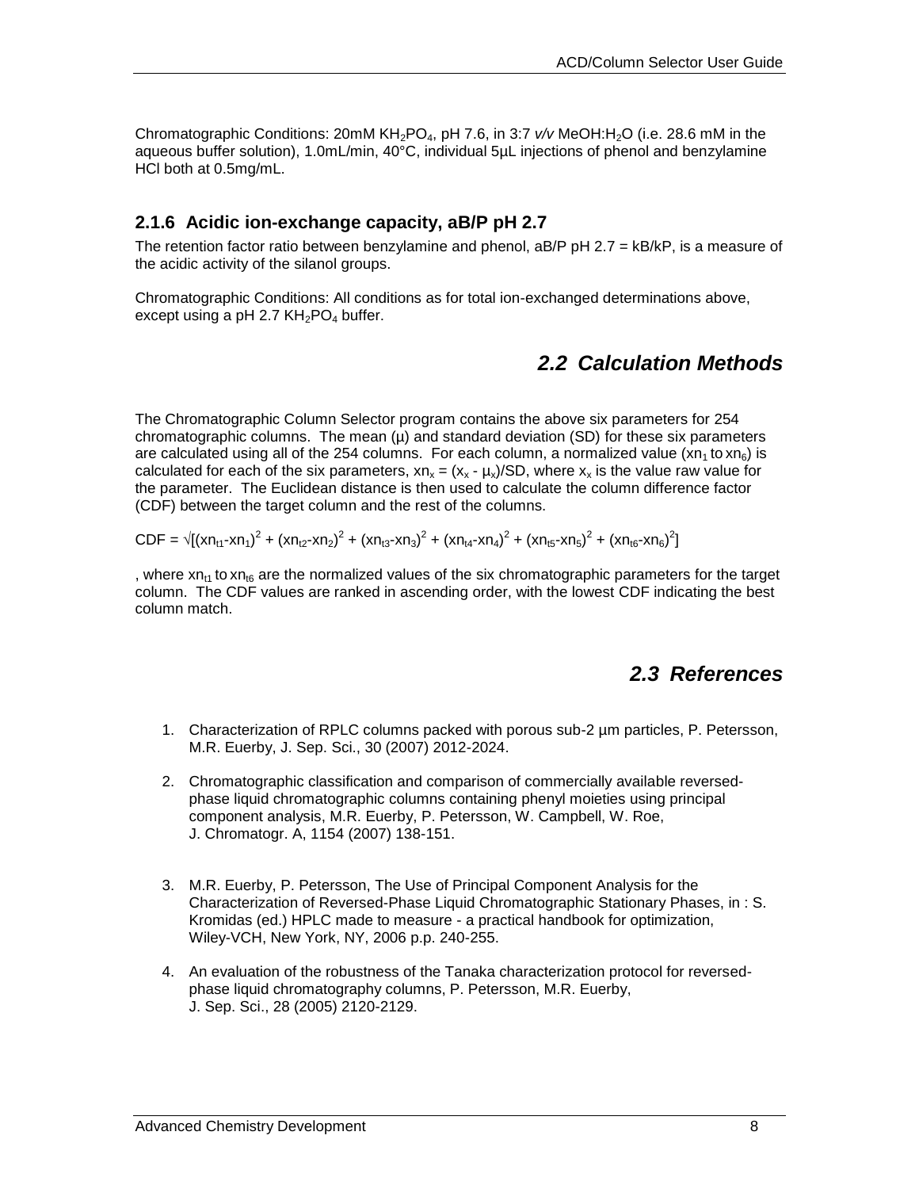Chromatographic Conditions: 20mM $KH_2PO_4$, pH 7.6, in 3:7 *v/v* MeOH:$H_2O$ (i.e. 28.6 mM in the aqueous buffer solution), 1.0mL/min, 40°C, individual 5µL injections of phenol and benzylamine HCl both at 0.5mg/mL.

### 2.1.6 Acidic ion-exchange capacity, aB/P pH 2.7

The retention factor ratio between benzylamine and phenol, aB/P pH 2.7 = kB/kP, is a measure of the acidic activity of the silanol groups.

Chromatographic Conditions: All conditions as for total ion-exchanged determinations above, except using a pH 2.7 $KH_2PO_4$ buffer.

## *2.2 Calculation Methods*

The Chromatographic Column Selector program contains the above six parameters for 254 chromatographic columns. The mean (µ) and standard deviation (SD) for these six parameters are calculated using all of the 254 columns. For each column, a normalized value ($xn_1$ to $xn_6$) is calculated for each of the six parameters, $xn_x = (x_x - \mu_x)/SD$, where $x_x$ is the value raw value for the parameter. The Euclidean distance is then used to calculate the column difference factor (CDF) between the target column and the rest of the columns.

$$CDF = \sqrt{[(xn_{t1}-xn_1)^2 + (xn_{t2}-xn_2)^2 + (xn_{t3}-xn_3)^2 + (xn_{t4}-xn_4)^2 + (xn_{t5}-xn_5)^2 + (xn_{t6}-xn_6)^2]}$$

, where $xn_{t1}$ to $xn_{t6}$ are the normalized values of the six chromatographic parameters for the target column. The CDF values are ranked in ascending order, with the lowest CDF indicating the best column match.

## *2.3 References*

1. Characterization of RPLC columns packed with porous sub-2 µm particles, P. Petersson, M.R. Euerby, J. Sep. Sci., 30 (2007) 2012-2024.

2. Chromatographic classification and comparison of commercially available reversed-phase liquid chromatographic columns containing phenyl moieties using principal component analysis, M.R. Euerby, P. Petersson, W. Campbell, W. Roe, J. Chromatogr. A, 1154 (2007) 138-151.

3. M.R. Euerby, P. Petersson, The Use of Principal Component Analysis for the Characterization of Reversed-Phase Liquid Chromatographic Stationary Phases, in : S. Kromidas (ed.) HPLC made to measure - a practical handbook for optimization, Wiley-VCH, New York, NY, 2006 p.p. 240-255.

4. An evaluation of the robustness of the Tanaka characterization protocol for reversed-phase liquid chromatography columns, P. Petersson, M.R. Euerby, J. Sep. Sci., 28 (2005) 2120-2129.